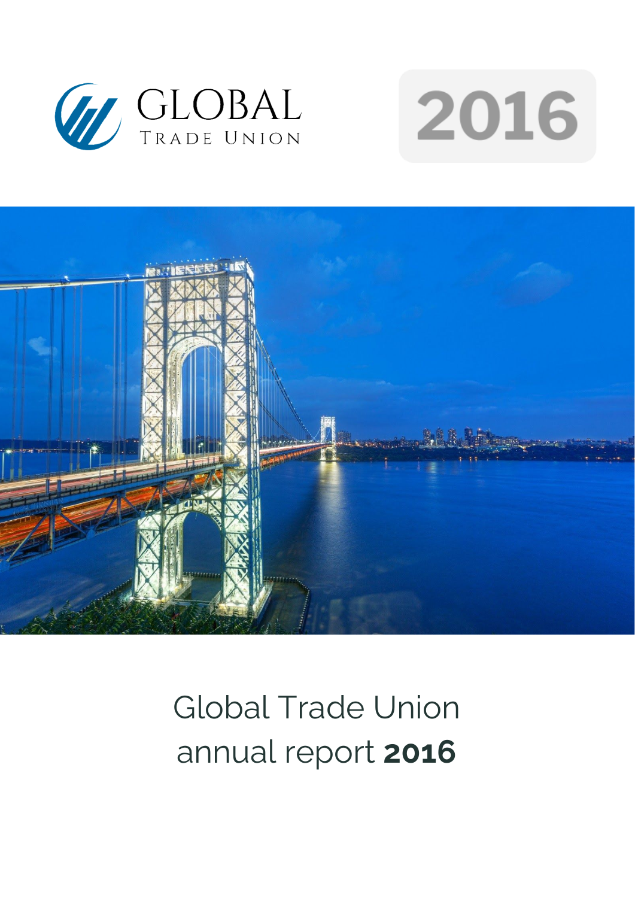GLOBAL
TRADE UNION

2016

# Global Trade Union annual report **2016**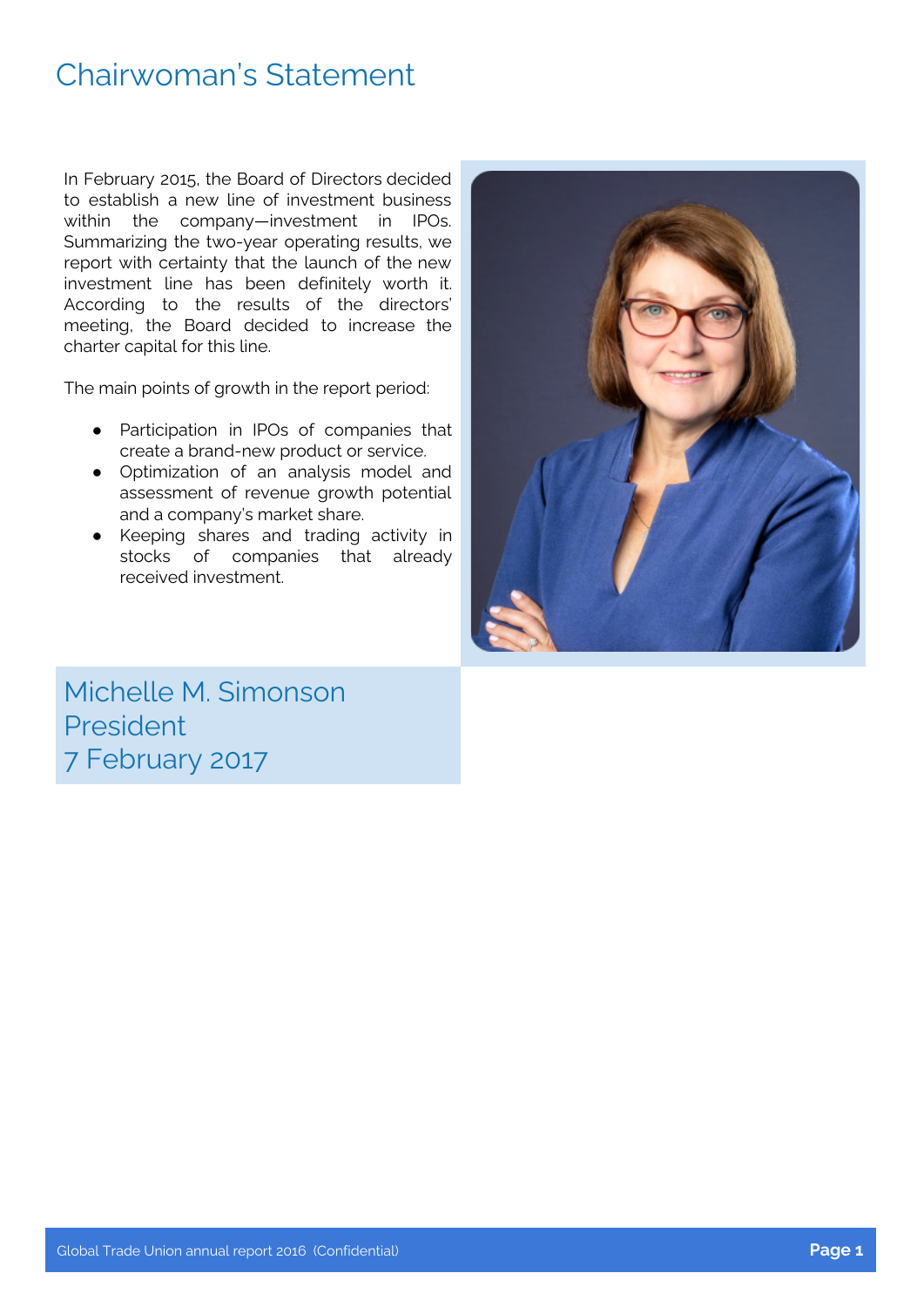# Chairwoman's Statement

In February 2015, the Board of Directors decided to establish a new line of investment business within the company—investment in IPOs. Summarizing the two-year operating results, we report with certainty that the launch of the new investment line has been definitely worth it. According to the results of the directors' meeting, the Board decided to increase the charter capital for this line.

The main points of growth in the report period:

- Participation in IPOs of companies that create a brand-new product or service.
- Optimization of an analysis model and assessment of revenue growth potential and a company's market share.
- Keeping shares and trading activity in stocks of companies that already received investment.

Michelle M. Simonson
President
7 February 2017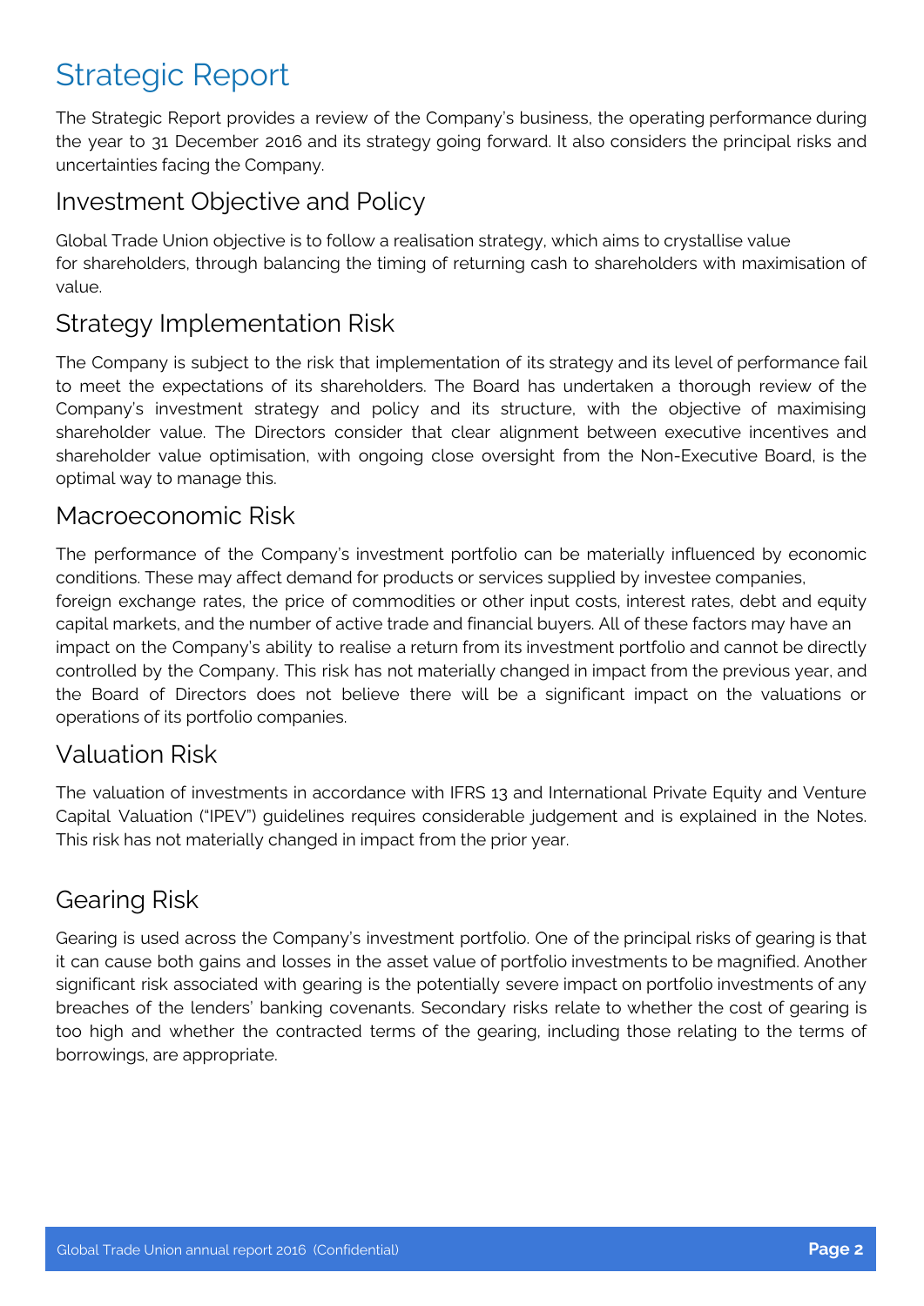# Strategic Report

The Strategic Report provides a review of the Company's business, the operating performance during the year to 31 December 2016 and its strategy going forward. It also considers the principal risks and uncertainties facing the Company.

## Investment Objective and Policy

Global Trade Union objective is to follow a realisation strategy, which aims to crystallise value for shareholders, through balancing the timing of returning cash to shareholders with maximisation of value.

## Strategy Implementation Risk

The Company is subject to the risk that implementation of its strategy and its level of performance fail to meet the expectations of its shareholders. The Board has undertaken a thorough review of the Company's investment strategy and policy and its structure, with the objective of maximising shareholder value. The Directors consider that clear alignment between executive incentives and shareholder value optimisation, with ongoing close oversight from the Non-Executive Board, is the optimal way to manage this.

## Macroeconomic Risk

The performance of the Company's investment portfolio can be materially influenced by economic conditions. These may affect demand for products or services supplied by investee companies, foreign exchange rates, the price of commodities or other input costs, interest rates, debt and equity capital markets, and the number of active trade and financial buyers. All of these factors may have an impact on the Company's ability to realise a return from its investment portfolio and cannot be directly controlled by the Company. This risk has not materially changed in impact from the previous year, and the Board of Directors does not believe there will be a significant impact on the valuations or operations of its portfolio companies.

## Valuation Risk

The valuation of investments in accordance with IFRS 13 and International Private Equity and Venture Capital Valuation ("IPEV") guidelines requires considerable judgement and is explained in the Notes. This risk has not materially changed in impact from the prior year.

## Gearing Risk

Gearing is used across the Company's investment portfolio. One of the principal risks of gearing is that it can cause both gains and losses in the asset value of portfolio investments to be magnified. Another significant risk associated with gearing is the potentially severe impact on portfolio investments of any breaches of the lenders' banking covenants. Secondary risks relate to whether the cost of gearing is too high and whether the contracted terms of the gearing, including those relating to the terms of borrowings, are appropriate.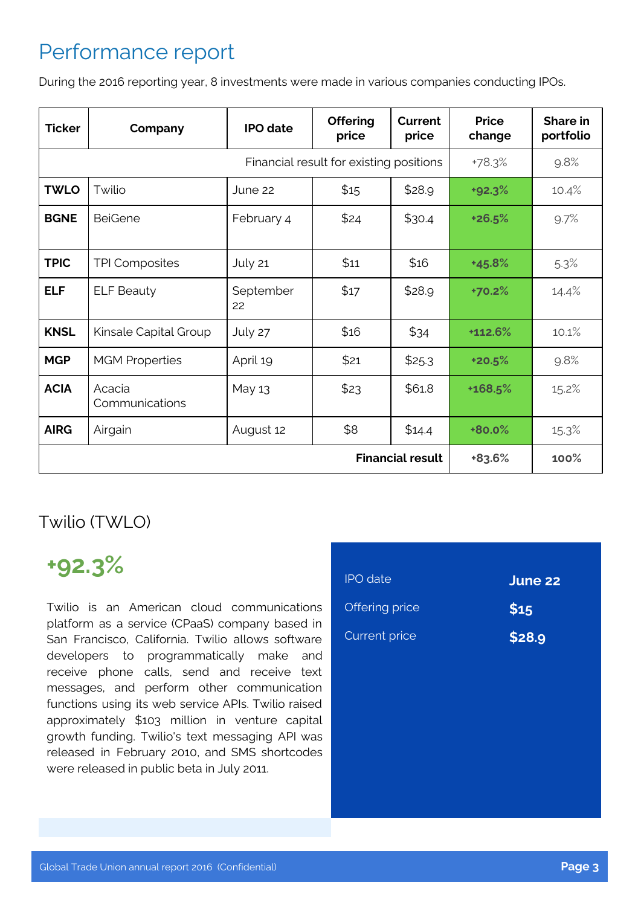# Performance report

During the 2016 reporting year, 8 investments were made in various companies conducting IPOs.

| Ticker | Company | IPO date | Offering price | Current price | Price change | Share in portfolio |
|---|---|---|---|---|---|---|
| Financial result for existing positions | | | | | +78.3% | 9.8% |
| **TWLO** | Twilio | June 22 | $15 | $28.9 | **+92.3%** | 10.4% |
| **BGNE** | BeiGene | February 4 | $24 | $30.4 | **+26.5%** | 9.7% |
| **TPIC** | TPI Composites | July 21 | $11 | $16 | **+45.8%** | 5.3% |
| **ELF** | ELF Beauty | September 22 | $17 | $28.9 | **+70.2%** | 14.4% |
| **KNSL** | Kinsale Capital Group | July 27 | $16 | $34 | **+112.6%** | 10.1% |
| **MGP** | MGM Properties | April 19 | $21 | $25.3 | **+20.5%** | 9.8% |
| **ACIA** | Acacia Communications | May 13 | $23 | $61.8 | **+168.5%** | 15.2% |
| **AIRG** | Airgain | August 12 | $8 | $14.4 | **+80.0%** | 15.3% |
| **Financial result** | | | | | +83.6% | **100%** |

## Twilio (TWLO)

**+92.3%**

Twilio is an American cloud communications platform as a service (CPaaS) company based in San Francisco, California. Twilio allows software developers to programmatically make and receive phone calls, send and receive text messages, and perform other communication functions using its web service APIs. Twilio raised approximately $103 million in venture capital growth funding. Twilio's text messaging API was released in February 2010, and SMS shortcodes were released in public beta in July 2011.

| | |
|---|---|
| IPO date | **June 22** |
| Offering price | **$15** |
| Current price | **$28.9** |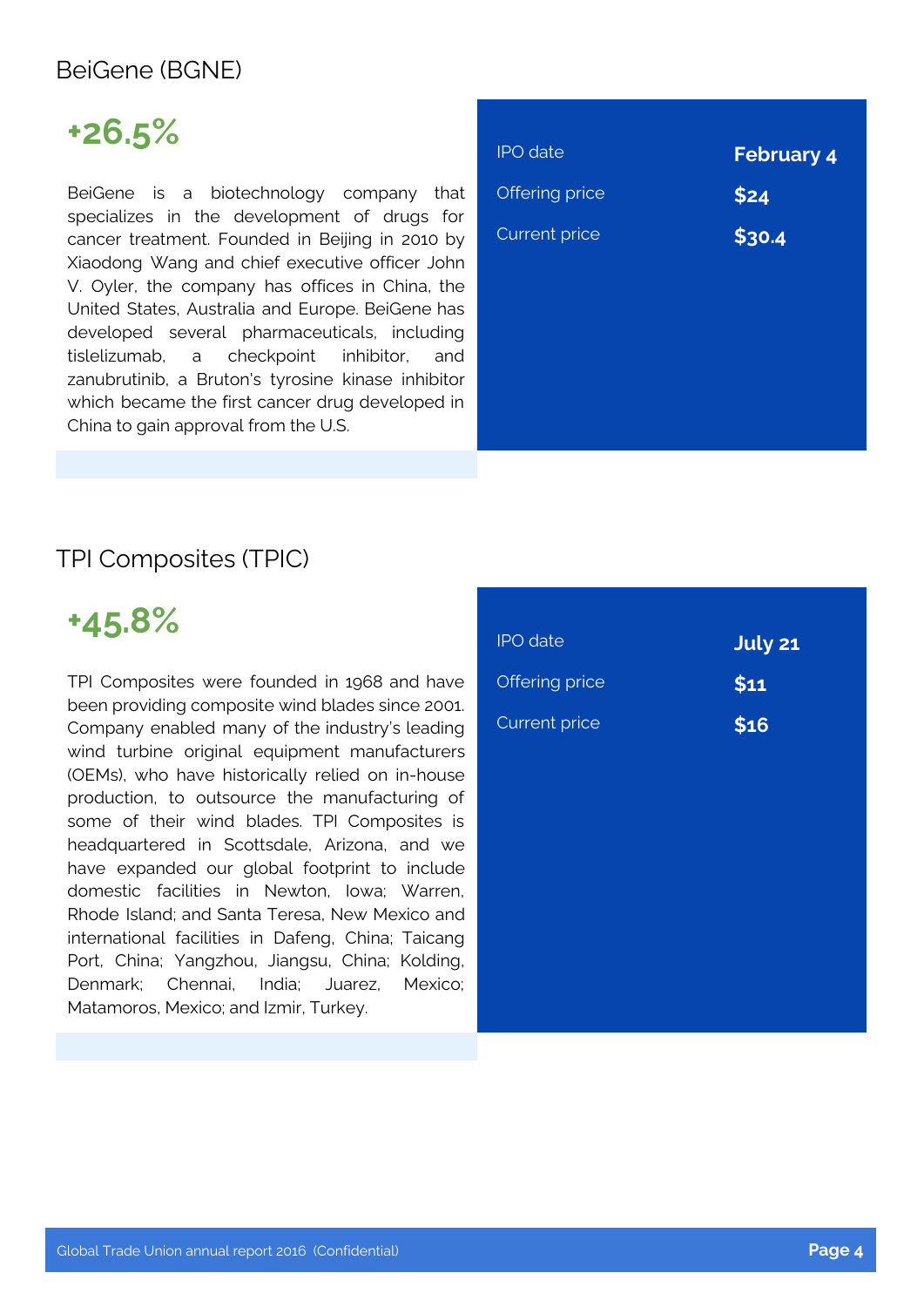## BeiGene (BGNE)

**+26.5%**

BeiGene is a biotechnology company that specializes in the development of drugs for cancer treatment. Founded in Beijing in 2010 by Xiaodong Wang and chief executive officer John V. Oyler, the company has offices in China, the United States, Australia and Europe. BeiGene has developed several pharmaceuticals, including tislelizumab, a checkpoint inhibitor, and zanubrutinib, a Bruton's tyrosine kinase inhibitor which became the first cancer drug developed in China to gain approval from the U.S.

| | |
|---|---|
| IPO date | **February 4** |
| Offering price | **$24** |
| Current price | **$30.4** |

## TPI Composites (TPIC)

**+45.8%**

TPI Composites were founded in 1968 and have been providing composite wind blades since 2001. Company enabled many of the industry's leading wind turbine original equipment manufacturers (OEMs), who have historically relied on in-house production, to outsource the manufacturing of some of their wind blades. TPI Composites is headquartered in Scottsdale, Arizona, and we have expanded our global footprint to include domestic facilities in Newton, Iowa; Warren, Rhode Island; and Santa Teresa, New Mexico and international facilities in Dafeng, China; Taicang Port, China; Yangzhou, Jiangsu, China; Kolding, Denmark; Chennai, India; Juarez, Mexico; Matamoros, Mexico; and Izmir, Turkey.

| | |
|---|---|
| IPO date | **July 21** |
| Offering price | **$11** |
| Current price | **$16** |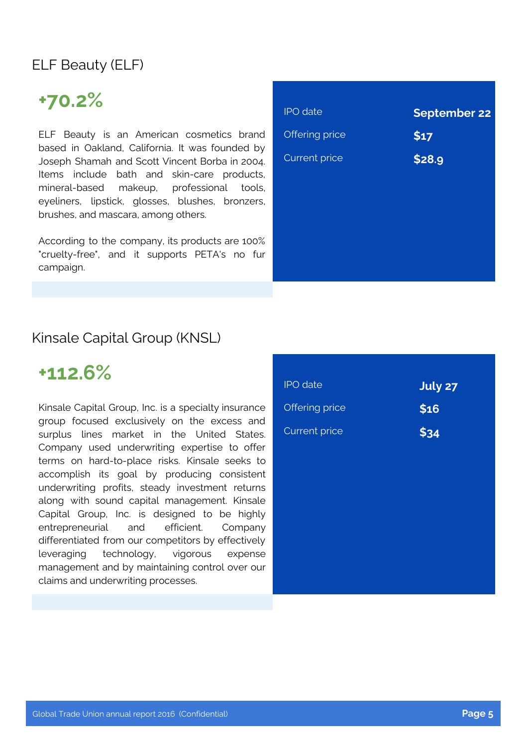## ELF Beauty (ELF)

**+70.2%**

ELF Beauty is an American cosmetics brand based in Oakland, California. It was founded by Joseph Shamah and Scott Vincent Borba in 2004. Items include bath and skin-care products, mineral-based makeup, professional tools, eyeliners, lipstick, glosses, blushes, bronzers, brushes, and mascara, among others.

According to the company, its products are 100% "cruelty-free", and it supports PETA's no fur campaign.

| | |
|---|---|
| IPO date | **September 22** |
| Offering price | **$17** |
| Current price | **$28.9** |

## Kinsale Capital Group (KNSL)

**+112.6%**

Kinsale Capital Group, Inc. is a specialty insurance group focused exclusively on the excess and surplus lines market in the United States. Company used underwriting expertise to offer terms on hard-to-place risks. Kinsale seeks to accomplish its goal by producing consistent underwriting profits, steady investment returns along with sound capital management. Kinsale Capital Group, Inc. is designed to be highly entrepreneurial and efficient. Company differentiated from our competitors by effectively leveraging technology, vigorous expense management and by maintaining control over our claims and underwriting processes.

| | |
|---|---|
| IPO date | **July 27** |
| Offering price | **$16** |
| Current price | **$34** |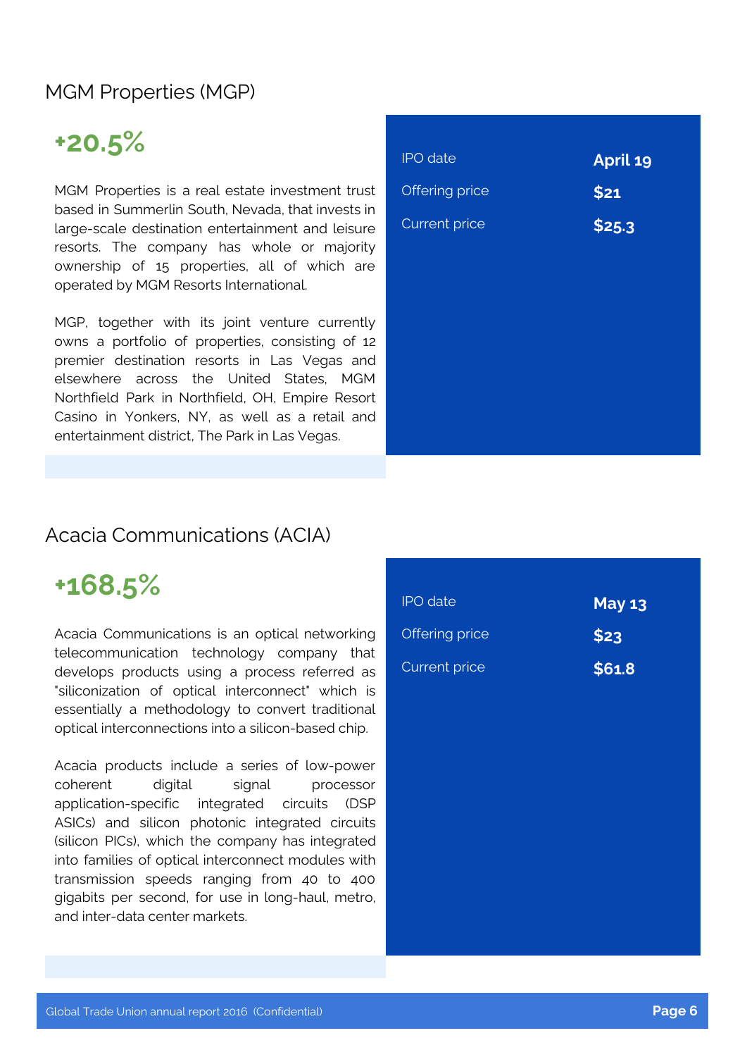## MGM Properties (MGP)

**+20.5%**

MGM Properties is a real estate investment trust based in Summerlin South, Nevada, that invests in large-scale destination entertainment and leisure resorts. The company has whole or majority ownership of 15 properties, all of which are operated by MGM Resorts International.

MGP, together with its joint venture currently owns a portfolio of properties, consisting of 12 premier destination resorts in Las Vegas and elsewhere across the United States, MGM Northfield Park in Northfield, OH, Empire Resort Casino in Yonkers, NY, as well as a retail and entertainment district, The Park in Las Vegas.

| | |
|---|---|
| IPO date | **April 19** |
| Offering price | **$21** |
| Current price | **$25.3** |

## Acacia Communications (ACIA)

**+168.5%**

Acacia Communications is an optical networking telecommunication technology company that develops products using a process referred as "siliconization of optical interconnect" which is essentially a methodology to convert traditional optical interconnections into a silicon-based chip.

Acacia products include a series of low-power coherent digital signal processor application-specific integrated circuits (DSP ASICs) and silicon photonic integrated circuits (silicon PICs), which the company has integrated into families of optical interconnect modules with transmission speeds ranging from 40 to 400 gigabits per second, for use in long-haul, metro, and inter-data center markets.

| | |
|---|---|
| IPO date | **May 13** |
| Offering price | **$23** |
| Current price | **$61.8** |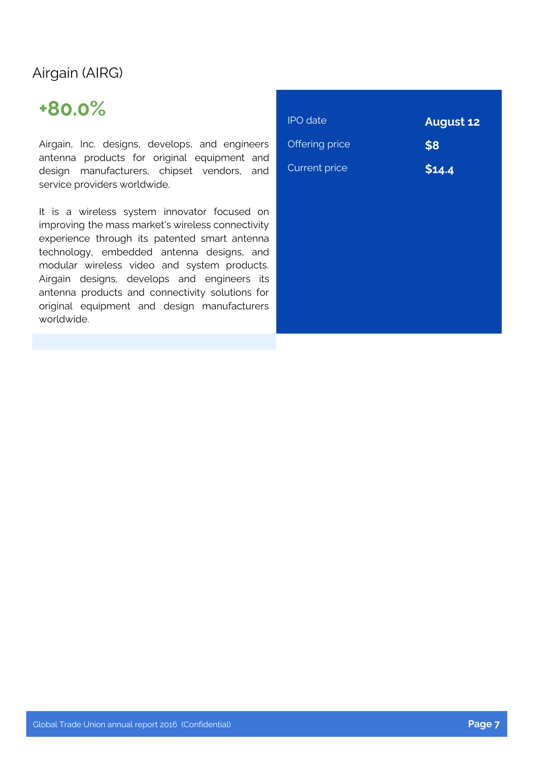## Airgain (AIRG)

**+80.0%**

Airgain, Inc. designs, develops, and engineers antenna products for original equipment and design manufacturers, chipset vendors, and service providers worldwide.

It is a wireless system innovator focused on improving the mass market's wireless connectivity experience through its patented smart antenna technology, embedded antenna designs, and modular wireless video and system products. Airgain designs, develops and engineers its antenna products and connectivity solutions for original equipment and design manufacturers worldwide.

| | |
|---|---|
| IPO date | **August 12** |
| Offering price | **$8** |
| Current price | **$14.4** |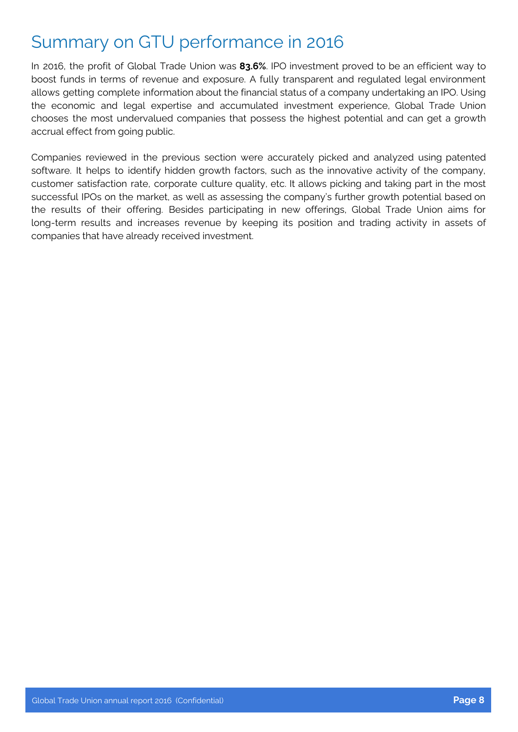# Summary on GTU performance in 2016

In 2016, the profit of Global Trade Union was **83.6%**. IPO investment proved to be an efficient way to boost funds in terms of revenue and exposure. A fully transparent and regulated legal environment allows getting complete information about the financial status of a company undertaking an IPO. Using the economic and legal expertise and accumulated investment experience, Global Trade Union chooses the most undervalued companies that possess the highest potential and can get a growth accrual effect from going public.

Companies reviewed in the previous section were accurately picked and analyzed using patented software. It helps to identify hidden growth factors, such as the innovative activity of the company, customer satisfaction rate, corporate culture quality, etc. It allows picking and taking part in the most successful IPOs on the market, as well as assessing the company's further growth potential based on the results of their offering. Besides participating in new offerings, Global Trade Union aims for long-term results and increases revenue by keeping its position and trading activity in assets of companies that have already received investment.